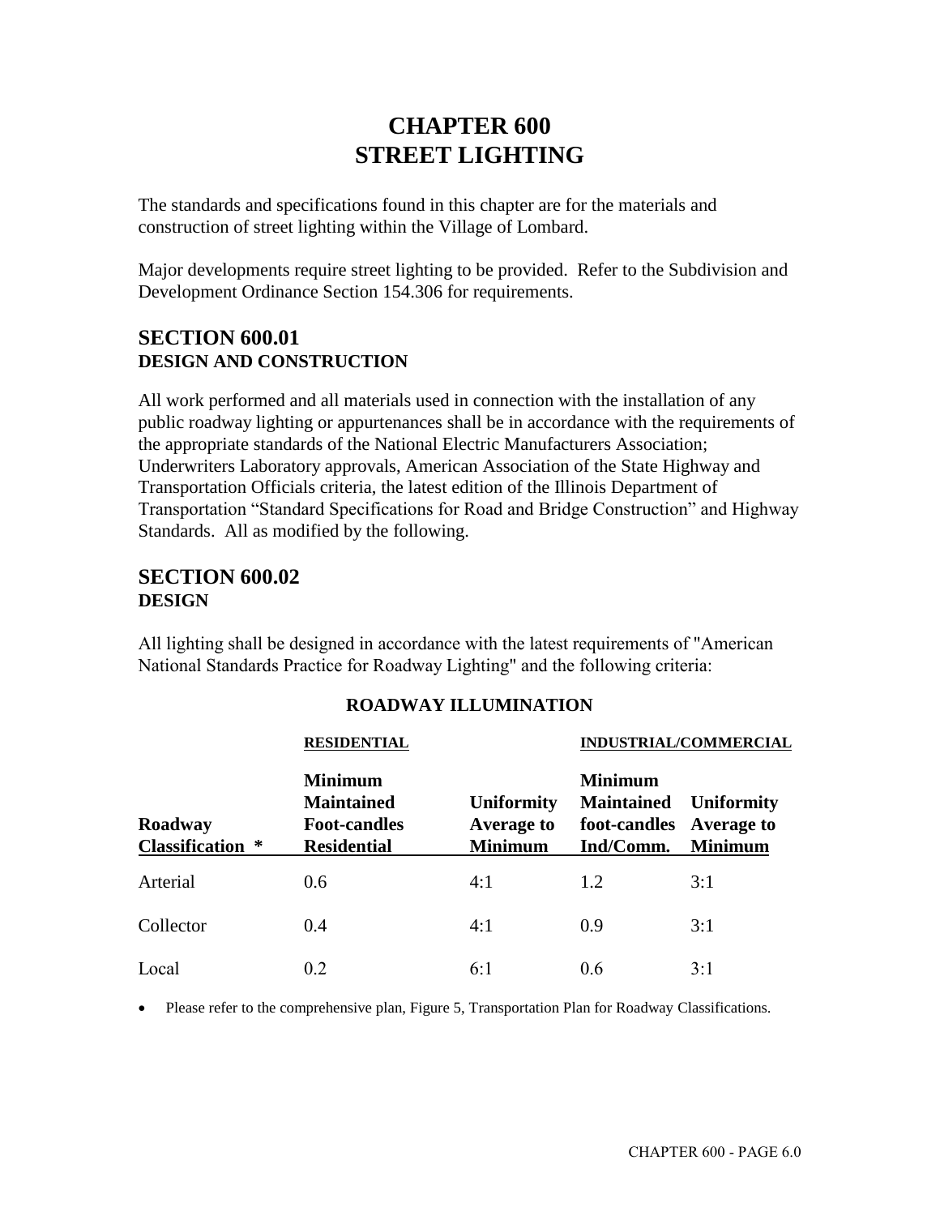# CHAPTER 600
# STREET LIGHTING

The standards and specifications found in this chapter are for the materials and construction of street lighting within the Village of Lombard.

Major developments require street lighting to be provided. Refer to the Subdivision and Development Ordinance Section 154.306 for requirements.

## SECTION 600.01
### DESIGN AND CONSTRUCTION

All work performed and all materials used in connection with the installation of any public roadway lighting or appurtenances shall be in accordance with the requirements of the appropriate standards of the National Electric Manufacturers Association; Underwriters Laboratory approvals, American Association of the State Highway and Transportation Officials criteria, the latest edition of the Illinois Department of Transportation "Standard Specifications for Road and Bridge Construction" and Highway Standards. All as modified by the following.

## SECTION 600.02
### DESIGN

All lighting shall be designed in accordance with the latest requirements of "American National Standards Practice for Roadway Lighting" and the following criteria:

**ROADWAY ILLUMINATION**

| | RESIDENTIAL | | INDUSTRIAL/COMMERCIAL | |
|---|---|---|---|---|
| **Roadway Classification** * | **Minimum Maintained Foot-candles Residential** | **Uniformity Average to Minimum** | **Minimum Maintained foot-candles Ind/Comm.** | **Uniformity Average to Minimum** |
| Arterial | 0.6 | 4:1 | 1.2 | 3:1 |
| Collector | 0.4 | 4:1 | 0.9 | 3:1 |
| Local | 0.2 | 6:1 | 0.6 | 3:1 |

- Please refer to the comprehensive plan, Figure 5, Transportation Plan for Roadway Classifications.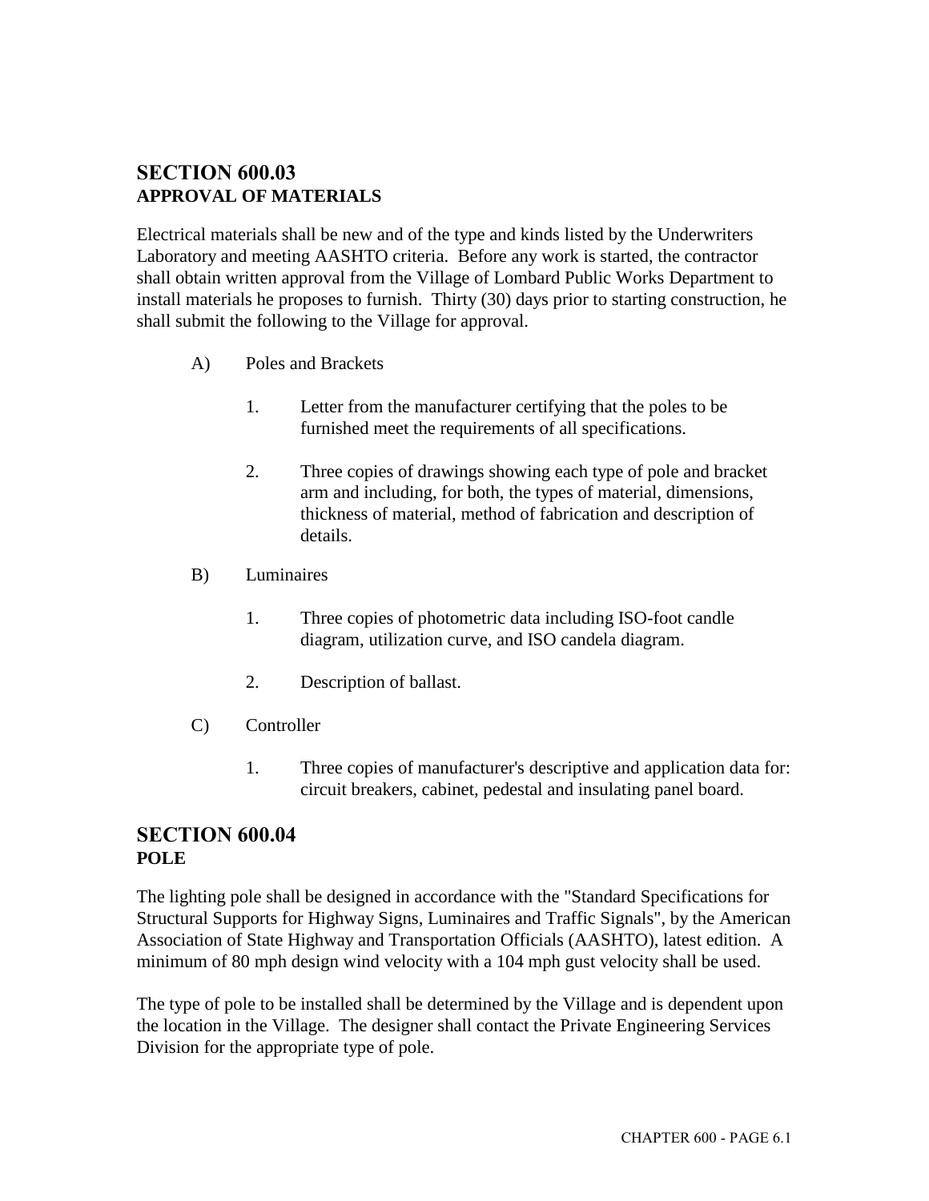## SECTION 600.03
**APPROVAL OF MATERIALS**

Electrical materials shall be new and of the type and kinds listed by the Underwriters Laboratory and meeting AASHTO criteria. Before any work is started, the contractor shall obtain written approval from the Village of Lombard Public Works Department to install materials he proposes to furnish. Thirty (30) days prior to starting construction, he shall submit the following to the Village for approval.

A) Poles and Brackets

   1. Letter from the manufacturer certifying that the poles to be furnished meet the requirements of all specifications.

   2. Three copies of drawings showing each type of pole and bracket arm and including, for both, the types of material, dimensions, thickness of material, method of fabrication and description of details.

B) Luminaires

   1. Three copies of photometric data including ISO-foot candle diagram, utilization curve, and ISO candela diagram.

   2. Description of ballast.

C) Controller

   1. Three copies of manufacturer's descriptive and application data for: circuit breakers, cabinet, pedestal and insulating panel board.

## SECTION 600.04
**POLE**

The lighting pole shall be designed in accordance with the "Standard Specifications for Structural Supports for Highway Signs, Luminaires and Traffic Signals", by the American Association of State Highway and Transportation Officials (AASHTO), latest edition. A minimum of 80 mph design wind velocity with a 104 mph gust velocity shall be used.

The type of pole to be installed shall be determined by the Village and is dependent upon the location in the Village. The designer shall contact the Private Engineering Services Division for the appropriate type of pole.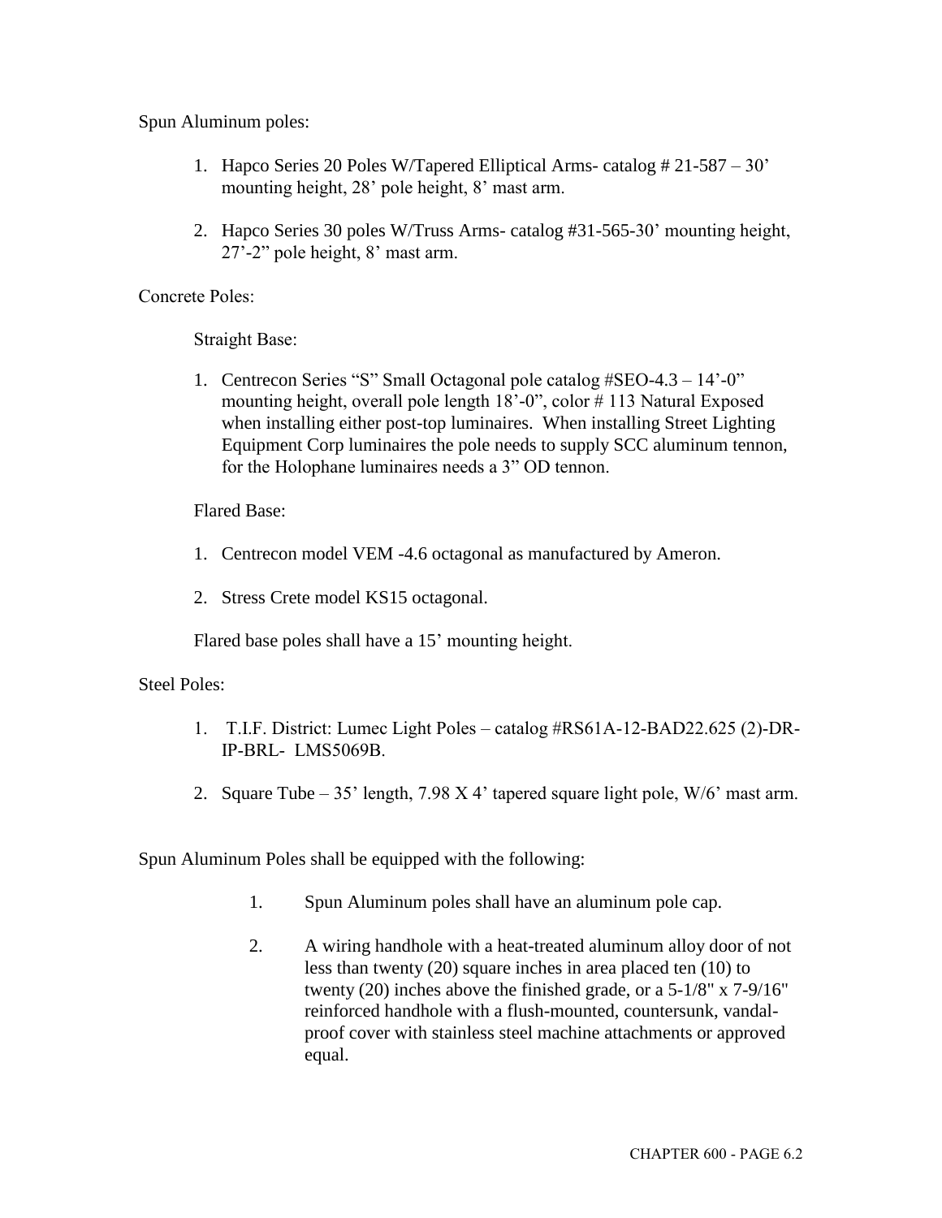Spun Aluminum poles:

1. Hapco Series 20 Poles W/Tapered Elliptical Arms- catalog # 21-587 – 30' mounting height, 28' pole height, 8' mast arm.

2. Hapco Series 30 poles W/Truss Arms- catalog #31-565-30' mounting height, 27'-2" pole height, 8' mast arm.

Concrete Poles:

Straight Base:

1. Centrecon Series "S" Small Octagonal pole catalog #SEO-4.3 – 14'-0" mounting height, overall pole length 18'-0", color # 113 Natural Exposed when installing either post-top luminaires. When installing Street Lighting Equipment Corp luminaires the pole needs to supply SCC aluminum tennon, for the Holophane luminaires needs a 3" OD tennon.

Flared Base:

1. Centrecon model VEM -4.6 octagonal as manufactured by Ameron.

2. Stress Crete model KS15 octagonal.

Flared base poles shall have a 15' mounting height.

Steel Poles:

1. T.I.F. District: Lumec Light Poles – catalog #RS61A-12-BAD22.625 (2)-DR-IP-BRL- LMS5069B.

2. Square Tube – 35' length, 7.98 X 4' tapered square light pole, W/6' mast arm.

Spun Aluminum Poles shall be equipped with the following:

1. Spun Aluminum poles shall have an aluminum pole cap.

2. A wiring handhole with a heat-treated aluminum alloy door of not less than twenty (20) square inches in area placed ten (10) to twenty (20) inches above the finished grade, or a 5-1/8" x 7-9/16" reinforced handhole with a flush-mounted, countersunk, vandal-proof cover with stainless steel machine attachments or approved equal.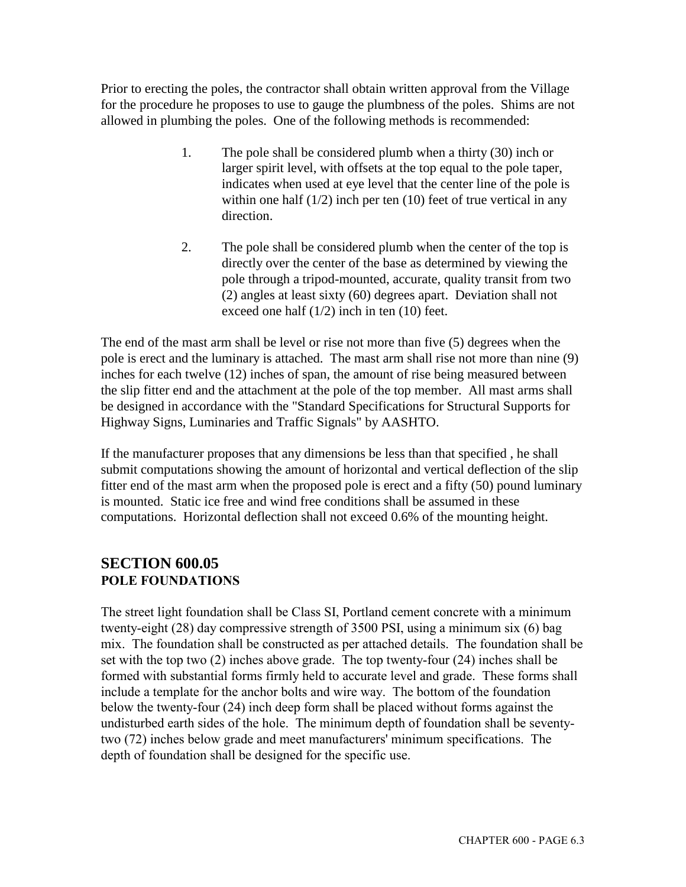Prior to erecting the poles, the contractor shall obtain written approval from the Village for the procedure he proposes to use to gauge the plumbness of the poles. Shims are not allowed in plumbing the poles. One of the following methods is recommended:

1. The pole shall be considered plumb when a thirty (30) inch or larger spirit level, with offsets at the top equal to the pole taper, indicates when used at eye level that the center line of the pole is within one half (1/2) inch per ten (10) feet of true vertical in any direction.

2. The pole shall be considered plumb when the center of the top is directly over the center of the base as determined by viewing the pole through a tripod-mounted, accurate, quality transit from two (2) angles at least sixty (60) degrees apart. Deviation shall not exceed one half (1/2) inch in ten (10) feet.

The end of the mast arm shall be level or rise not more than five (5) degrees when the pole is erect and the luminary is attached. The mast arm shall rise not more than nine (9) inches for each twelve (12) inches of span, the amount of rise being measured between the slip fitter end and the attachment at the pole of the top member. All mast arms shall be designed in accordance with the "Standard Specifications for Structural Supports for Highway Signs, Luminaries and Traffic Signals" by AASHTO.

If the manufacturer proposes that any dimensions be less than that specified , he shall submit computations showing the amount of horizontal and vertical deflection of the slip fitter end of the mast arm when the proposed pole is erect and a fifty (50) pound luminary is mounted. Static ice free and wind free conditions shall be assumed in these computations. Horizontal deflection shall not exceed 0.6% of the mounting height.

## SECTION 600.05
### POLE FOUNDATIONS

The street light foundation shall be Class SI, Portland cement concrete with a minimum twenty-eight (28) day compressive strength of 3500 PSI, using a minimum six (6) bag mix. The foundation shall be constructed as per attached details. The foundation shall be set with the top two (2) inches above grade. The top twenty-four (24) inches shall be formed with substantial forms firmly held to accurate level and grade. These forms shall include a template for the anchor bolts and wire way. The bottom of the foundation below the twenty-four (24) inch deep form shall be placed without forms against the undisturbed earth sides of the hole. The minimum depth of foundation shall be seventy-two (72) inches below grade and meet manufacturers' minimum specifications. The depth of foundation shall be designed for the specific use.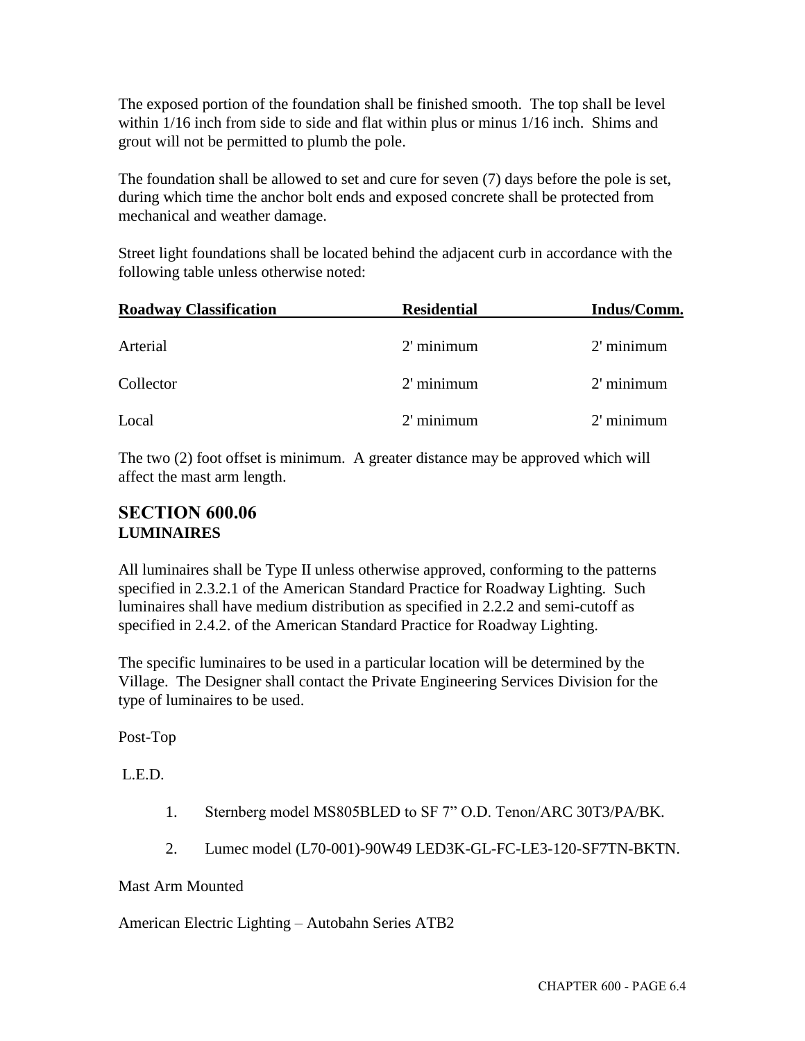The exposed portion of the foundation shall be finished smooth. The top shall be level within 1/16 inch from side to side and flat within plus or minus 1/16 inch. Shims and grout will not be permitted to plumb the pole.

The foundation shall be allowed to set and cure for seven (7) days before the pole is set, during which time the anchor bolt ends and exposed concrete shall be protected from mechanical and weather damage.

Street light foundations shall be located behind the adjacent curb in accordance with the following table unless otherwise noted:

| Roadway Classification | Residential | Indus/Comm. |
|---|---|---|
| Arterial | 2' minimum | 2' minimum |
| Collector | 2' minimum | 2' minimum |
| Local | 2' minimum | 2' minimum |

The two (2) foot offset is minimum. A greater distance may be approved which will affect the mast arm length.

## SECTION 600.06
### LUMINAIRES

All luminaires shall be Type II unless otherwise approved, conforming to the patterns specified in 2.3.2.1 of the American Standard Practice for Roadway Lighting. Such luminaires shall have medium distribution as specified in 2.2.2 and semi-cutoff as specified in 2.4.2. of the American Standard Practice for Roadway Lighting.

The specific luminaires to be used in a particular location will be determined by the Village. The Designer shall contact the Private Engineering Services Division for the type of luminaires to be used.

Post-Top

L.E.D.

1. Sternberg model MS805BLED to SF 7" O.D. Tenon/ARC 30T3/PA/BK.
2. Lumec model (L70-001)-90W49 LED3K-GL-FC-LE3-120-SF7TN-BKTN.

Mast Arm Mounted

American Electric Lighting – Autobahn Series ATB2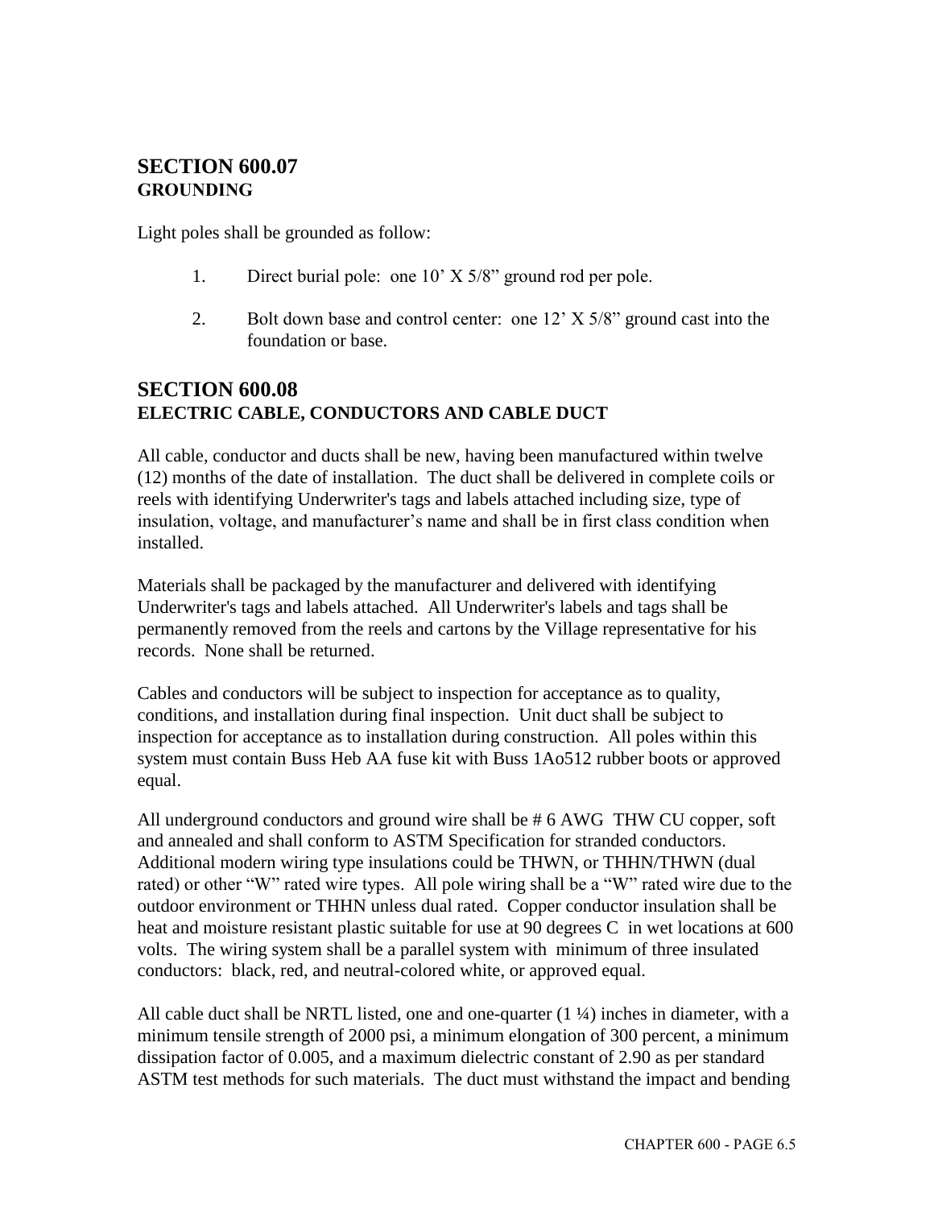## SECTION 600.07
### GROUNDING

Light poles shall be grounded as follow:

1. Direct burial pole: one 10' X 5/8" ground rod per pole.

2. Bolt down base and control center: one 12' X 5/8" ground cast into the foundation or base.

## SECTION 600.08
### ELECTRIC CABLE, CONDUCTORS AND CABLE DUCT

All cable, conductor and ducts shall be new, having been manufactured within twelve (12) months of the date of installation. The duct shall be delivered in complete coils or reels with identifying Underwriter's tags and labels attached including size, type of insulation, voltage, and manufacturer's name and shall be in first class condition when installed.

Materials shall be packaged by the manufacturer and delivered with identifying Underwriter's tags and labels attached. All Underwriter's labels and tags shall be permanently removed from the reels and cartons by the Village representative for his records. None shall be returned.

Cables and conductors will be subject to inspection for acceptance as to quality, conditions, and installation during final inspection. Unit duct shall be subject to inspection for acceptance as to installation during construction. All poles within this system must contain Buss Heb AA fuse kit with Buss 1Ao512 rubber boots or approved equal.

All underground conductors and ground wire shall be # 6 AWG THW CU copper, soft and annealed and shall conform to ASTM Specification for stranded conductors. Additional modern wiring type insulations could be THWN, or THHN/THWN (dual rated) or other "W" rated wire types. All pole wiring shall be a "W" rated wire due to the outdoor environment or THHN unless dual rated. Copper conductor insulation shall be heat and moisture resistant plastic suitable for use at 90 degrees C in wet locations at 600 volts. The wiring system shall be a parallel system with minimum of three insulated conductors: black, red, and neutral-colored white, or approved equal.

All cable duct shall be NRTL listed, one and one-quarter (1 ¼) inches in diameter, with a minimum tensile strength of 2000 psi, a minimum elongation of 300 percent, a minimum dissipation factor of 0.005, and a maximum dielectric constant of 2.90 as per standard ASTM test methods for such materials. The duct must withstand the impact and bending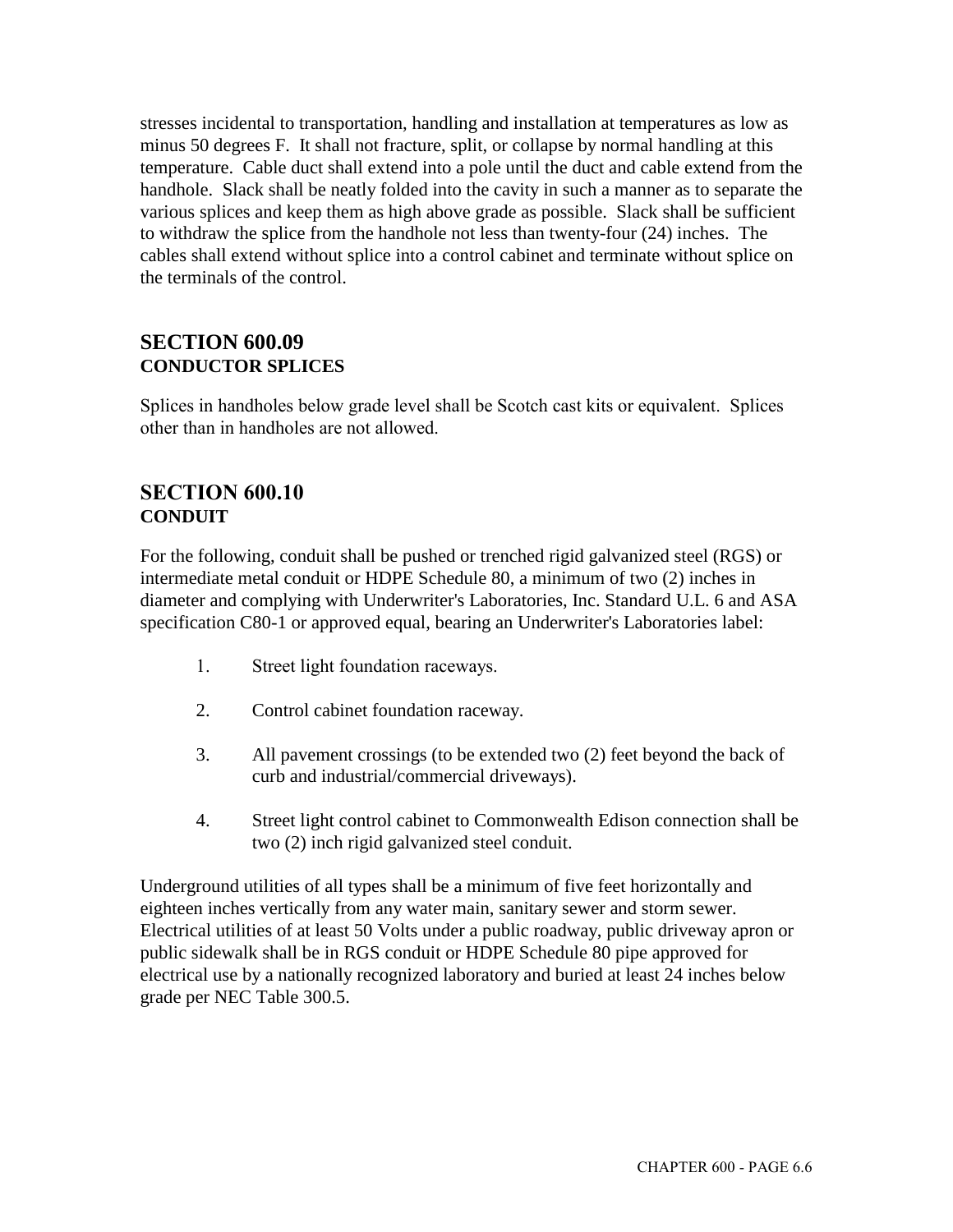stresses incidental to transportation, handling and installation at temperatures as low as minus 50 degrees F. It shall not fracture, split, or collapse by normal handling at this temperature. Cable duct shall extend into a pole until the duct and cable extend from the handhole. Slack shall be neatly folded into the cavity in such a manner as to separate the various splices and keep them as high above grade as possible. Slack shall be sufficient to withdraw the splice from the handhole not less than twenty-four (24) inches. The cables shall extend without splice into a control cabinet and terminate without splice on the terminals of the control.

## SECTION 600.09
**CONDUCTOR SPLICES**

Splices in handholes below grade level shall be Scotch cast kits or equivalent. Splices other than in handholes are not allowed.

## SECTION 600.10
**CONDUIT**

For the following, conduit shall be pushed or trenched rigid galvanized steel (RGS) or intermediate metal conduit or HDPE Schedule 80, a minimum of two (2) inches in diameter and complying with Underwriter's Laboratories, Inc. Standard U.L. 6 and ASA specification C80-1 or approved equal, bearing an Underwriter's Laboratories label:

1. Street light foundation raceways.

2. Control cabinet foundation raceway.

3. All pavement crossings (to be extended two (2) feet beyond the back of curb and industrial/commercial driveways).

4. Street light control cabinet to Commonwealth Edison connection shall be two (2) inch rigid galvanized steel conduit.

Underground utilities of all types shall be a minimum of five feet horizontally and eighteen inches vertically from any water main, sanitary sewer and storm sewer. Electrical utilities of at least 50 Volts under a public roadway, public driveway apron or public sidewalk shall be in RGS conduit or HDPE Schedule 80 pipe approved for electrical use by a nationally recognized laboratory and buried at least 24 inches below grade per NEC Table 300.5.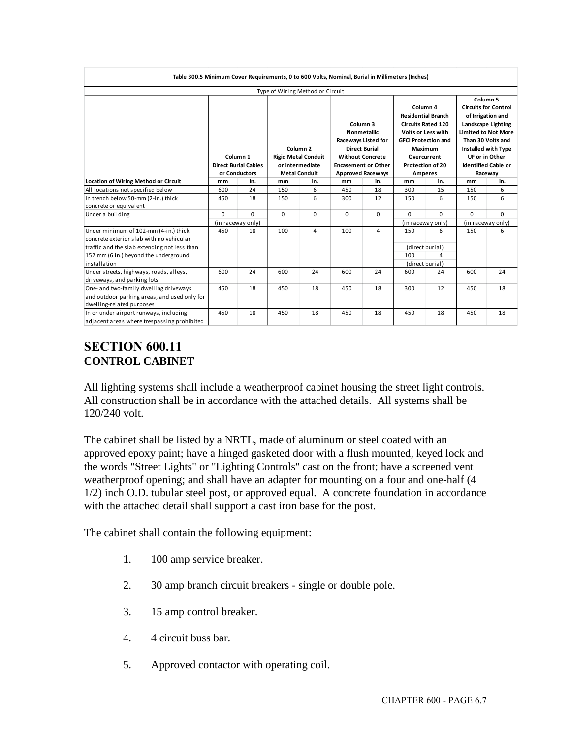**Table 300.5 Minimum Cover Requirements, 0 to 600 Volts, Nominal, Burial in Millimeters (Inches)**

| | Type of Wiring Method or Circuit | | | | | | | | | |
|---|---|---|---|---|---|---|---|---|---|---|
| | Column 1 Direct Burial Cables or Conductors | | Column 2 Rigid Metal Conduit or Intermediate Metal Conduit | | Column 3 Nonmetallic Raceways Listed for Direct Burial Without Concrete Encasement or Other Approved Raceways | | Column 4 Residential Branch Circuits Rated 120 Volts or Less with GFCI Protection and Maximum Overcurrent Protection of 20 Amperes | | Column 5 Circuits for Control of Irrigation and Landscape Lighting Limited to Not More Than 30 Volts and Installed with Type UF or in Other Identified Cable or Raceway | |
| **Location of Wiring Method or Circuit** | **mm** | **in.** | **mm** | **in.** | **mm** | **in.** | **mm** | **in.** | **mm** | **in.** |
| All locations not specified below | 600 | 24 | 150 | 6 | 450 | 18 | 300 | 15 | 150 | 6 |
| In trench below 50-mm (2-in.) thick concrete or equivalent | 450 | 18 | 150 | 6 | 300 | 12 | 150 | 6 | 150 | 6 |
| Under a building | 0 (in raceway only) | 0 | 0 | 0 | 0 | 0 | 0 (in raceway only) | 0 | 0 (in raceway only) | 0 |
| Under minimum of 102-mm (4-in.) thick concrete exterior slab with no vehicular traffic and the slab extending not less than 152 mm (6 in.) beyond the underground installation | 450 | 18 | 100 | 4 | 100 | 4 | 150 (direct burial) 100 (direct burial) | 6 / 4 | 150 | 6 |
| Under streets, highways, roads, alleys, driveways, and parking lots | 600 | 24 | 600 | 24 | 600 | 24 | 600 | 24 | 600 | 24 |
| One- and two-family dwelling driveways and outdoor parking areas, and used only for dwelling-related purposes | 450 | 18 | 450 | 18 | 450 | 18 | 300 | 12 | 450 | 18 |
| In or under airport runways, including adjacent areas where trespassing prohibited | 450 | 18 | 450 | 18 | 450 | 18 | 450 | 18 | 450 | 18 |

## SECTION 600.11
### CONTROL CABINET

All lighting systems shall include a weatherproof cabinet housing the street light controls. All construction shall be in accordance with the attached details. All systems shall be 120/240 volt.

The cabinet shall be listed by a NRTL, made of aluminum or steel coated with an approved epoxy paint; have a hinged gasketed door with a flush mounted, keyed lock and the words "Street Lights" or "Lighting Controls" cast on the front; have a screened vent weatherproof opening; and shall have an adapter for mounting on a four and one-half (4 1/2) inch O.D. tubular steel post, or approved equal. A concrete foundation in accordance with the attached detail shall support a cast iron base for the post.

The cabinet shall contain the following equipment:

1. 100 amp service breaker.
2. 30 amp branch circuit breakers - single or double pole.
3. 15 amp control breaker.
4. 4 circuit buss bar.
5. Approved contactor with operating coil.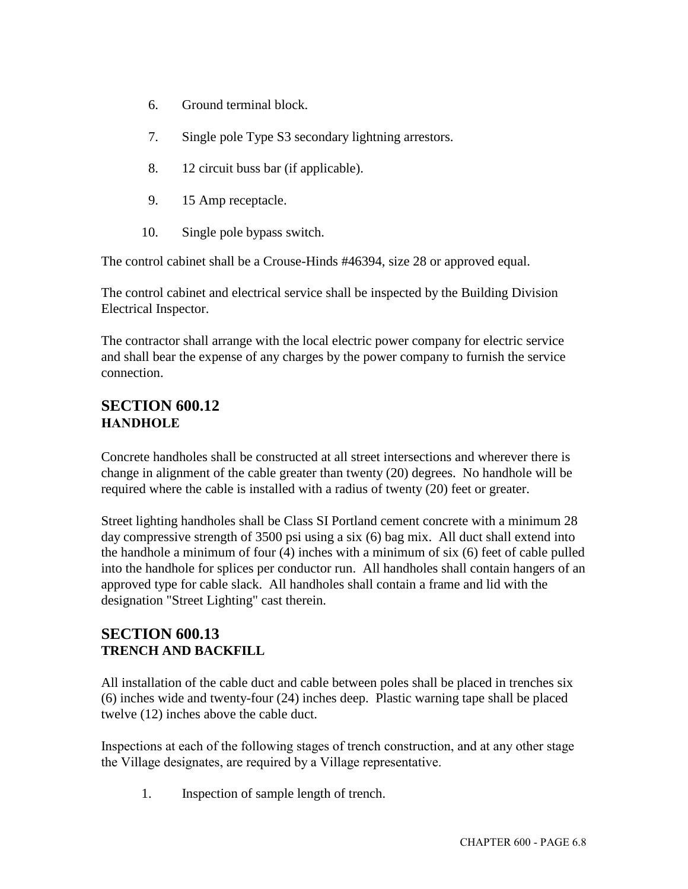6. Ground terminal block.

7. Single pole Type S3 secondary lightning arrestors.

8. 12 circuit buss bar (if applicable).

9. 15 Amp receptacle.

10. Single pole bypass switch.

The control cabinet shall be a Crouse-Hinds #46394, size 28 or approved equal.

The control cabinet and electrical service shall be inspected by the Building Division Electrical Inspector.

The contractor shall arrange with the local electric power company for electric service and shall bear the expense of any charges by the power company to furnish the service connection.

## SECTION 600.12
### HANDHOLE

Concrete handholes shall be constructed at all street intersections and wherever there is change in alignment of the cable greater than twenty (20) degrees. No handhole will be required where the cable is installed with a radius of twenty (20) feet or greater.

Street lighting handholes shall be Class SI Portland cement concrete with a minimum 28 day compressive strength of 3500 psi using a six (6) bag mix. All duct shall extend into the handhole a minimum of four (4) inches with a minimum of six (6) feet of cable pulled into the handhole for splices per conductor run. All handholes shall contain hangers of an approved type for cable slack. All handholes shall contain a frame and lid with the designation "Street Lighting" cast therein.

## SECTION 600.13
### TRENCH AND BACKFILL

All installation of the cable duct and cable between poles shall be placed in trenches six (6) inches wide and twenty-four (24) inches deep. Plastic warning tape shall be placed twelve (12) inches above the cable duct.

Inspections at each of the following stages of trench construction, and at any other stage the Village designates, are required by a Village representative.

1. Inspection of sample length of trench.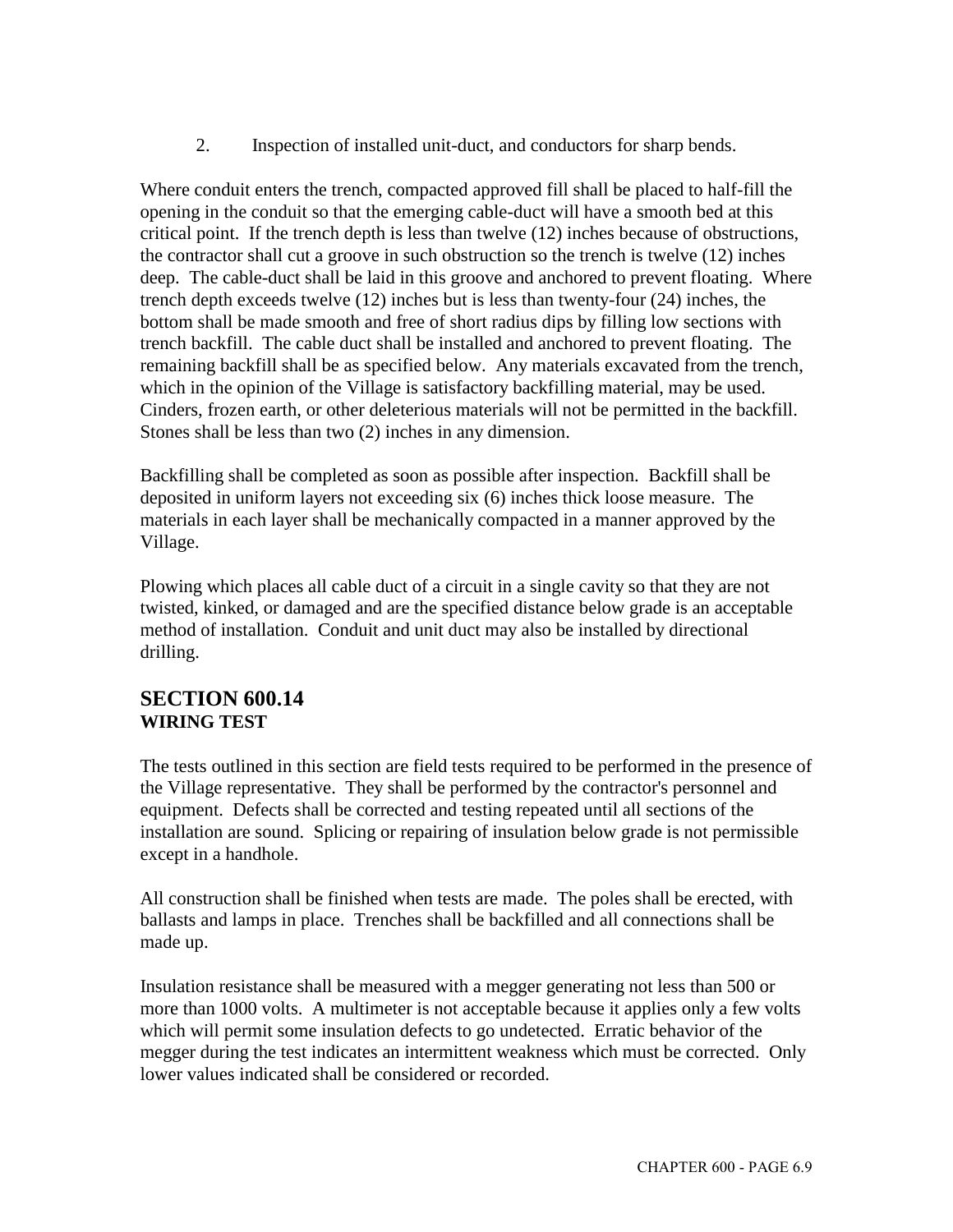2. Inspection of installed unit-duct, and conductors for sharp bends.

Where conduit enters the trench, compacted approved fill shall be placed to half-fill the opening in the conduit so that the emerging cable-duct will have a smooth bed at this critical point. If the trench depth is less than twelve (12) inches because of obstructions, the contractor shall cut a groove in such obstruction so the trench is twelve (12) inches deep. The cable-duct shall be laid in this groove and anchored to prevent floating. Where trench depth exceeds twelve (12) inches but is less than twenty-four (24) inches, the bottom shall be made smooth and free of short radius dips by filling low sections with trench backfill. The cable duct shall be installed and anchored to prevent floating. The remaining backfill shall be as specified below. Any materials excavated from the trench, which in the opinion of the Village is satisfactory backfilling material, may be used. Cinders, frozen earth, or other deleterious materials will not be permitted in the backfill. Stones shall be less than two (2) inches in any dimension.

Backfilling shall be completed as soon as possible after inspection. Backfill shall be deposited in uniform layers not exceeding six (6) inches thick loose measure. The materials in each layer shall be mechanically compacted in a manner approved by the Village.

Plowing which places all cable duct of a circuit in a single cavity so that they are not twisted, kinked, or damaged and are the specified distance below grade is an acceptable method of installation. Conduit and unit duct may also be installed by directional drilling.

## SECTION 600.14
### WIRING TEST

The tests outlined in this section are field tests required to be performed in the presence of the Village representative. They shall be performed by the contractor's personnel and equipment. Defects shall be corrected and testing repeated until all sections of the installation are sound. Splicing or repairing of insulation below grade is not permissible except in a handhole.

All construction shall be finished when tests are made. The poles shall be erected, with ballasts and lamps in place. Trenches shall be backfilled and all connections shall be made up.

Insulation resistance shall be measured with a megger generating not less than 500 or more than 1000 volts. A multimeter is not acceptable because it applies only a few volts which will permit some insulation defects to go undetected. Erratic behavior of the megger during the test indicates an intermittent weakness which must be corrected. Only lower values indicated shall be considered or recorded.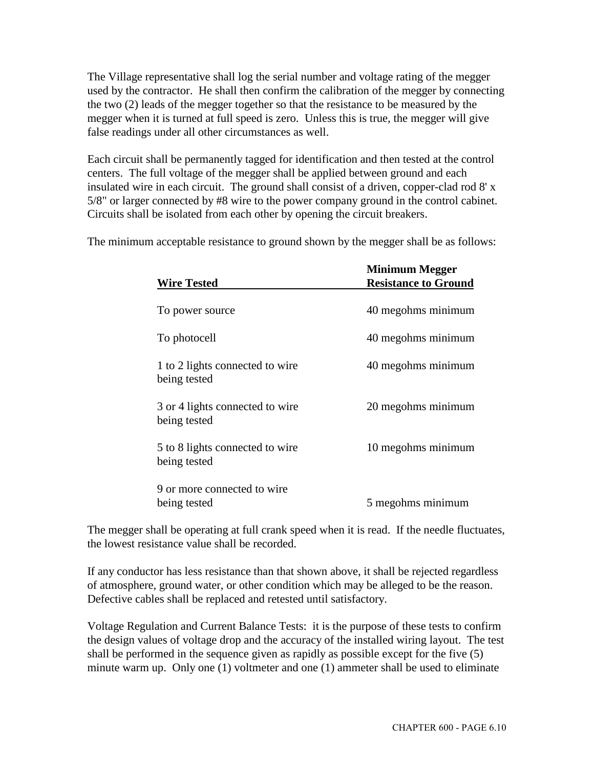The Village representative shall log the serial number and voltage rating of the megger used by the contractor. He shall then confirm the calibration of the megger by connecting the two (2) leads of the megger together so that the resistance to be measured by the megger when it is turned at full speed is zero. Unless this is true, the megger will give false readings under all other circumstances as well.

Each circuit shall be permanently tagged for identification and then tested at the control centers. The full voltage of the megger shall be applied between ground and each insulated wire in each circuit. The ground shall consist of a driven, copper-clad rod 8' x 5/8" or larger connected by #8 wire to the power company ground in the control cabinet. Circuits shall be isolated from each other by opening the circuit breakers.

The minimum acceptable resistance to ground shown by the megger shall be as follows:

| **Wire Tested** | **Minimum Megger Resistance to Ground** |
|---|---|
| To power source | 40 megohms minimum |
| To photocell | 40 megohms minimum |
| 1 to 2 lights connected to wire being tested | 40 megohms minimum |
| 3 or 4 lights connected to wire being tested | 20 megohms minimum |
| 5 to 8 lights connected to wire being tested | 10 megohms minimum |
| 9 or more connected to wire being tested | 5 megohms minimum |

The megger shall be operating at full crank speed when it is read. If the needle fluctuates, the lowest resistance value shall be recorded.

If any conductor has less resistance than that shown above, it shall be rejected regardless of atmosphere, ground water, or other condition which may be alleged to be the reason. Defective cables shall be replaced and retested until satisfactory.

Voltage Regulation and Current Balance Tests: it is the purpose of these tests to confirm the design values of voltage drop and the accuracy of the installed wiring layout. The test shall be performed in the sequence given as rapidly as possible except for the five (5) minute warm up. Only one (1) voltmeter and one (1) ammeter shall be used to eliminate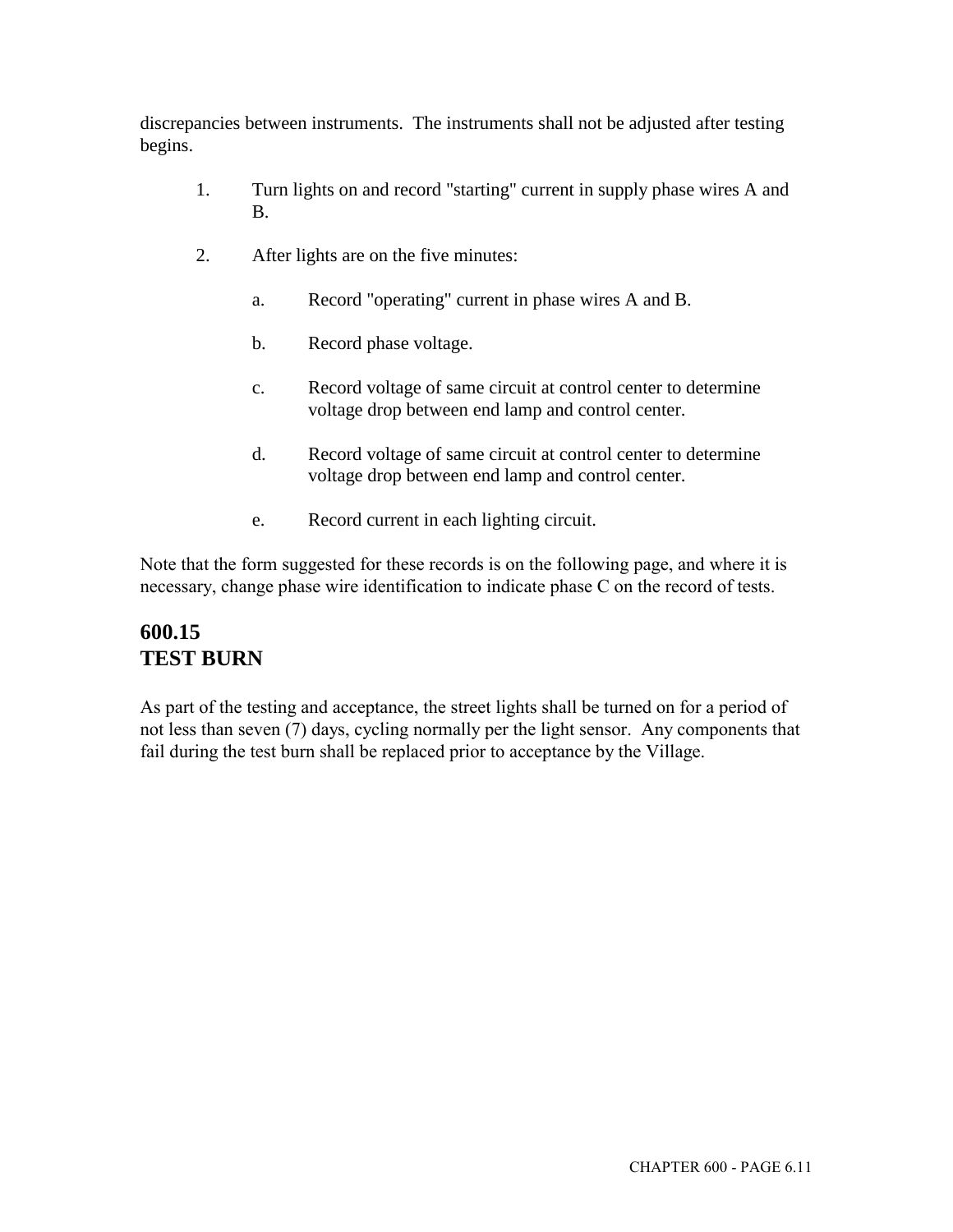discrepancies between instruments. The instruments shall not be adjusted after testing begins.

1. Turn lights on and record "starting" current in supply phase wires A and B.

2. After lights are on the five minutes:

   a. Record "operating" current in phase wires A and B.

   b. Record phase voltage.

   c. Record voltage of same circuit at control center to determine voltage drop between end lamp and control center.

   d. Record voltage of same circuit at control center to determine voltage drop between end lamp and control center.

   e. Record current in each lighting circuit.

Note that the form suggested for these records is on the following page, and where it is necessary, change phase wire identification to indicate phase C on the record of tests.

## 600.15
## TEST BURN

As part of the testing and acceptance, the street lights shall be turned on for a period of not less than seven (7) days, cycling normally per the light sensor. Any components that fail during the test burn shall be replaced prior to acceptance by the Village.